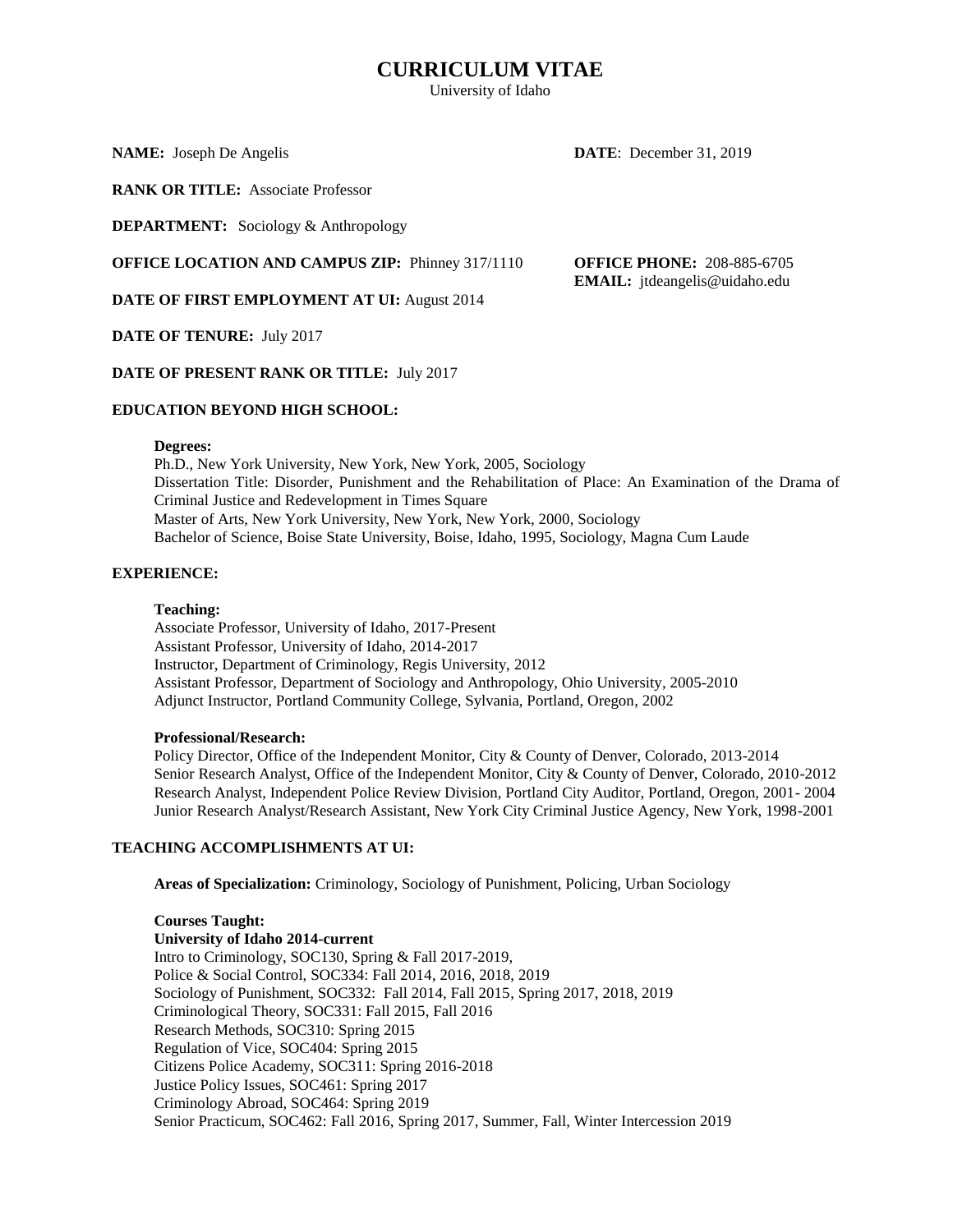# CURRICULUM VITAE

University of Idaho

**NAME:** Joseph De Angelis **DATE**: December 31, 2019

**RANK OR TITLE:** Associate Professor

**DEPARTMENT:** Sociology & Anthropology

**OFFICE LOCATION AND CAMPUS ZIP:** Phinney 317/1110 **OFFICE PHONE:** 208-885-6705

**EMAIL:** jtdeangelis@uidaho.edu

**DATE OF FIRST EMPLOYMENT AT UI:** August 2014

**DATE OF TENURE:** July 2017

**DATE OF PRESENT RANK OR TITLE:** July 2017

## EDUCATION BEYOND HIGH SCHOOL:

**Degrees:**

Ph.D., New York University, New York, New York, 2005, Sociology
Dissertation Title: Disorder, Punishment and the Rehabilitation of Place: An Examination of the Drama of Criminal Justice and Redevelopment in Times Square
Master of Arts, New York University, New York, New York, 2000, Sociology
Bachelor of Science, Boise State University, Boise, Idaho, 1995, Sociology, Magna Cum Laude

## EXPERIENCE:

**Teaching:**

Associate Professor, University of Idaho, 2017-Present
Assistant Professor, University of Idaho, 2014-2017
Instructor, Department of Criminology, Regis University, 2012
Assistant Professor, Department of Sociology and Anthropology, Ohio University, 2005-2010
Adjunct Instructor, Portland Community College, Sylvania, Portland, Oregon, 2002

**Professional/Research:**

Policy Director, Office of the Independent Monitor, City & County of Denver, Colorado, 2013-2014
Senior Research Analyst, Office of the Independent Monitor, City & County of Denver, Colorado, 2010-2012
Research Analyst, Independent Police Review Division, Portland City Auditor, Portland, Oregon, 2001- 2004
Junior Research Analyst/Research Assistant, New York City Criminal Justice Agency, New York, 1998-2001

## TEACHING ACCOMPLISHMENTS AT UI:

**Areas of Specialization:** Criminology, Sociology of Punishment, Policing, Urban Sociology

**Courses Taught:**

**University of Idaho 2014-current**

Intro to Criminology, SOC130, Spring & Fall 2017-2019,
Police & Social Control, SOC334: Fall 2014, 2016, 2018, 2019
Sociology of Punishment, SOC332: Fall 2014, Fall 2015, Spring 2017, 2018, 2019
Criminological Theory, SOC331: Fall 2015, Fall 2016
Research Methods, SOC310: Spring 2015
Regulation of Vice, SOC404: Spring 2015
Citizens Police Academy, SOC311: Spring 2016-2018
Justice Policy Issues, SOC461: Spring 2017
Criminology Abroad, SOC464: Spring 2019
Senior Practicum, SOC462: Fall 2016, Spring 2017, Summer, Fall, Winter Intercession 2019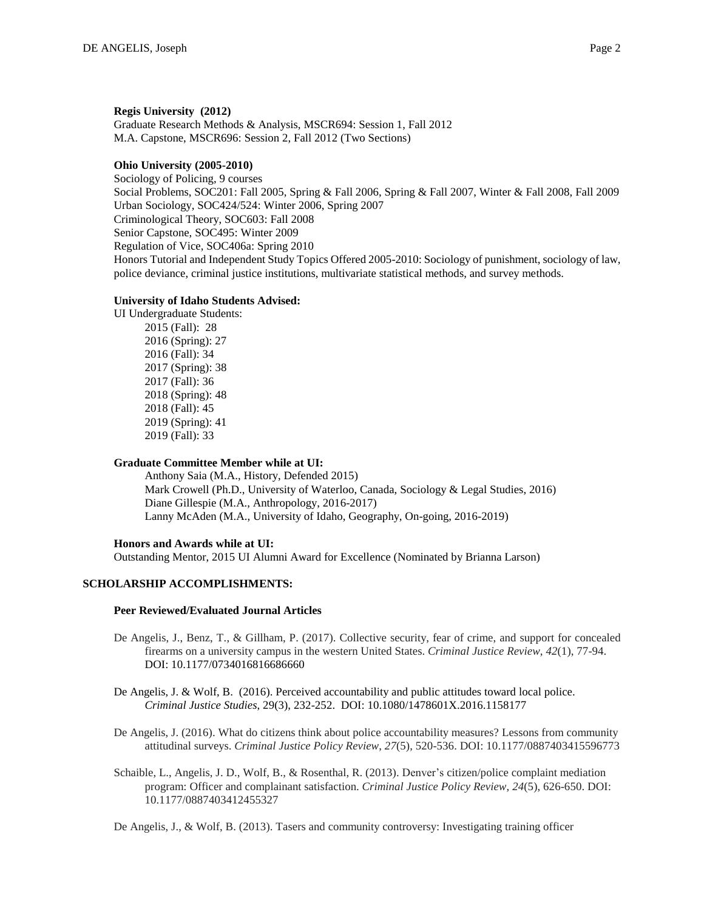**Regis University (2012)**

Graduate Research Methods & Analysis, MSCR694: Session 1, Fall 2012
M.A. Capstone, MSCR696: Session 2, Fall 2012 (Two Sections)

**Ohio University (2005-2010)**

Sociology of Policing, 9 courses
Social Problems, SOC201: Fall 2005, Spring & Fall 2006, Spring & Fall 2007, Winter & Fall 2008, Fall 2009
Urban Sociology, SOC424/524: Winter 2006, Spring 2007
Criminological Theory, SOC603: Fall 2008
Senior Capstone, SOC495: Winter 2009
Regulation of Vice, SOC406a: Spring 2010
Honors Tutorial and Independent Study Topics Offered 2005-2010: Sociology of punishment, sociology of law, police deviance, criminal justice institutions, multivariate statistical methods, and survey methods.

**University of Idaho Students Advised:**

UI Undergraduate Students:

- 2015 (Fall): 28
- 2016 (Spring): 27
- 2016 (Fall): 34
- 2017 (Spring): 38
- 2017 (Fall): 36
- 2018 (Spring): 48
- 2018 (Fall): 45
- 2019 (Spring): 41
- 2019 (Fall): 33

**Graduate Committee Member while at UI:**

- Anthony Saia (M.A., History, Defended 2015)
- Mark Crowell (Ph.D., University of Waterloo, Canada, Sociology & Legal Studies, 2016)
- Diane Gillespie (M.A., Anthropology, 2016-2017)
- Lanny McAden (M.A., University of Idaho, Geography, On-going, 2016-2019)

**Honors and Awards while at UI:**

Outstanding Mentor, 2015 UI Alumni Award for Excellence (Nominated by Brianna Larson)

## SCHOLARSHIP ACCOMPLISHMENTS:

**Peer Reviewed/Evaluated Journal Articles**

De Angelis, J., Benz, T., & Gillham, P. (2017). Collective security, fear of crime, and support for concealed firearms on a university campus in the western United States. *Criminal Justice Review*, *42*(1), 77-94. DOI: 10.1177/0734016816686660

De Angelis, J. & Wolf, B. (2016). Perceived accountability and public attitudes toward local police. *Criminal Justice Studies*, 29(3), 232-252. DOI: 10.1080/1478601X.2016.1158177

De Angelis, J. (2016). What do citizens think about police accountability measures? Lessons from community attitudinal surveys. *Criminal Justice Policy Review*, *27*(5), 520-536. DOI: 10.1177/0887403415596773

Schaible, L., Angelis, J. D., Wolf, B., & Rosenthal, R. (2013). Denver's citizen/police complaint mediation program: Officer and complainant satisfaction. *Criminal Justice Policy Review*, *24*(5), 626-650. DOI: 10.1177/0887403412455327

De Angelis, J., & Wolf, B. (2013). Tasers and community controversy: Investigating training officer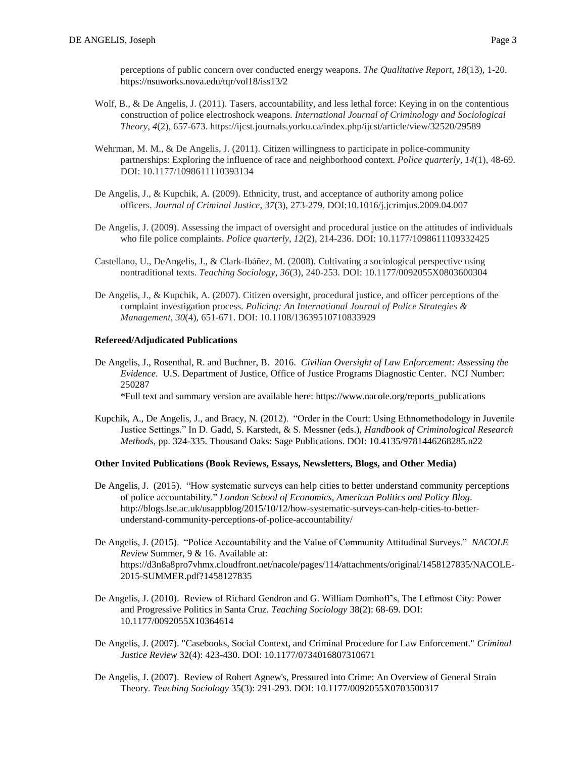perceptions of public concern over conducted energy weapons. *The Qualitative Report, 18*(13), 1-20. https://nsuworks.nova.edu/tqr/vol18/iss13/2

Wolf, B., & De Angelis, J. (2011). Tasers, accountability, and less lethal force: Keying in on the contentious construction of police electroshock weapons. *International Journal of Criminology and Sociological Theory*, *4*(2), 657-673. https://ijcst.journals.yorku.ca/index.php/ijcst/article/view/32520/29589

Wehrman, M. M., & De Angelis, J. (2011). Citizen willingness to participate in police-community partnerships: Exploring the influence of race and neighborhood context. *Police quarterly*, *14*(1), 48-69. DOI: 10.1177/1098611110393134

De Angelis, J., & Kupchik, A. (2009). Ethnicity, trust, and acceptance of authority among police officers. *Journal of Criminal Justice*, *37*(3), 273-279. DOI:10.1016/j.jcrimjus.2009.04.007

De Angelis, J. (2009). Assessing the impact of oversight and procedural justice on the attitudes of individuals who file police complaints. *Police quarterly*, *12*(2), 214-236. DOI: 10.1177/1098611109332425

Castellano, U., DeAngelis, J., & Clark-Ibáñez, M. (2008). Cultivating a sociological perspective using nontraditional texts. *Teaching Sociology*, *36*(3), 240-253. DOI: 10.1177/0092055X0803600304

De Angelis, J., & Kupchik, A. (2007). Citizen oversight, procedural justice, and officer perceptions of the complaint investigation process. *Policing: An International Journal of Police Strategies & Management*, *30*(4), 651-671. DOI: 10.1108/13639510710833929

**Refereed/Adjudicated Publications**

De Angelis, J., Rosenthal, R. and Buchner, B. 2016. *Civilian Oversight of Law Enforcement: Assessing the Evidence*. U.S. Department of Justice, Office of Justice Programs Diagnostic Center. NCJ Number: 250287
*Full text and summary version are available here: https://www.nacole.org/reports_publications

Kupchik, A., De Angelis, J., and Bracy, N. (2012). "Order in the Court: Using Ethnomethodology in Juvenile Justice Settings." In D. Gadd, S. Karstedt, & S. Messner (eds.), *Handbook of Criminological Research Methods*, pp. 324-335. Thousand Oaks: Sage Publications. DOI: 10.4135/9781446268285.n22

**Other Invited Publications (Book Reviews, Essays, Newsletters, Blogs, and Other Media)**

De Angelis, J. (2015). "How systematic surveys can help cities to better understand community perceptions of police accountability." *London School of Economics, American Politics and Policy Blog*. http://blogs.lse.ac.uk/usappblog/2015/10/12/how-systematic-surveys-can-help-cities-to-better-understand-community-perceptions-of-police-accountability/

De Angelis, J. (2015). "Police Accountability and the Value of Community Attitudinal Surveys." *NACOLE Review* Summer, 9 & 16. Available at: https://d3n8a8pro7vhmx.cloudfront.net/nacole/pages/114/attachments/original/1458127835/NACOLE-2015-SUMMER.pdf?1458127835

De Angelis, J. (2010). Review of Richard Gendron and G. William Domhoff's, The Leftmost City: Power and Progressive Politics in Santa Cruz. *Teaching Sociology* 38(2): 68-69. DOI: 10.1177/0092055X10364614

De Angelis, J. (2007). "Casebooks, Social Context, and Criminal Procedure for Law Enforcement." *Criminal Justice Review* 32(4): 423-430. DOI: 10.1177/0734016807310671

De Angelis, J. (2007). Review of Robert Agnew's, Pressured into Crime: An Overview of General Strain Theory. *Teaching Sociology* 35(3): 291-293. DOI: 10.1177/0092055X0703500317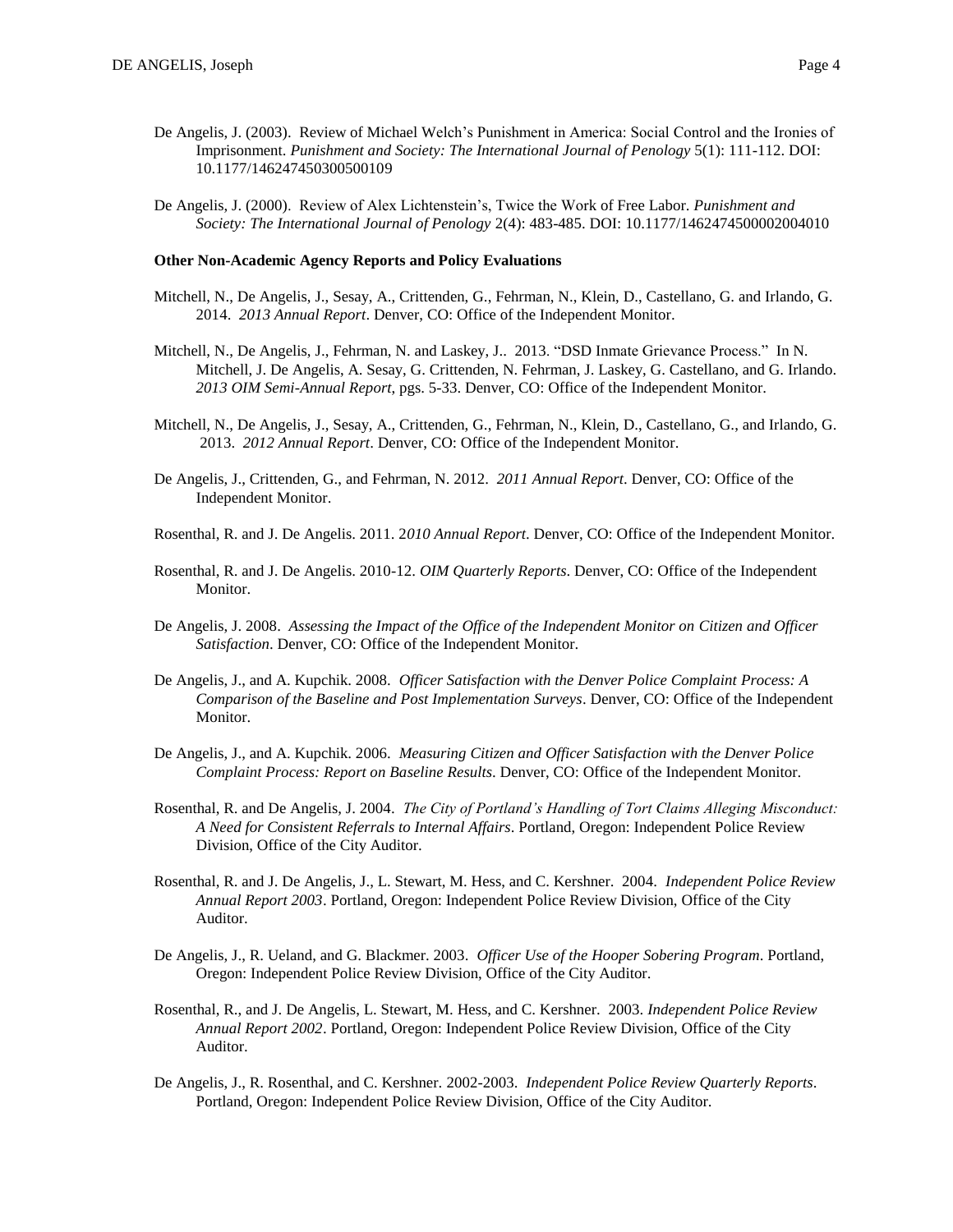De Angelis, J. (2003). Review of Michael Welch's Punishment in America: Social Control and the Ironies of Imprisonment. *Punishment and Society: The International Journal of Penology* 5(1): 111-112. DOI: 10.1177/146247450300500109

De Angelis, J. (2000). Review of Alex Lichtenstein's, Twice the Work of Free Labor. *Punishment and Society: The International Journal of Penology* 2(4): 483-485. DOI: 10.1177/1462474500002004010

**Other Non-Academic Agency Reports and Policy Evaluations**

Mitchell, N., De Angelis, J., Sesay, A., Crittenden, G., Fehrman, N., Klein, D., Castellano, G. and Irlando, G. 2014. *2013 Annual Report*. Denver, CO: Office of the Independent Monitor.

Mitchell, N., De Angelis, J., Fehrman, N. and Laskey, J.. 2013. "DSD Inmate Grievance Process." In N. Mitchell, J. De Angelis, A. Sesay, G. Crittenden, N. Fehrman, J. Laskey, G. Castellano, and G. Irlando. *2013 OIM Semi-Annual Report*, pgs. 5-33. Denver, CO: Office of the Independent Monitor.

Mitchell, N., De Angelis, J., Sesay, A., Crittenden, G., Fehrman, N., Klein, D., Castellano, G., and Irlando, G. 2013. *2012 Annual Report*. Denver, CO: Office of the Independent Monitor.

De Angelis, J., Crittenden, G., and Fehrman, N. 2012. *2011 Annual Report*. Denver, CO: Office of the Independent Monitor.

Rosenthal, R. and J. De Angelis. 2011. 2*010 Annual Report*. Denver, CO: Office of the Independent Monitor.

Rosenthal, R. and J. De Angelis. 2010-12. *OIM Quarterly Reports*. Denver, CO: Office of the Independent Monitor.

De Angelis, J. 2008. *Assessing the Impact of the Office of the Independent Monitor on Citizen and Officer Satisfaction*. Denver, CO: Office of the Independent Monitor.

De Angelis, J., and A. Kupchik. 2008. *Officer Satisfaction with the Denver Police Complaint Process: A Comparison of the Baseline and Post Implementation Surveys*. Denver, CO: Office of the Independent Monitor.

De Angelis, J., and A. Kupchik. 2006. *Measuring Citizen and Officer Satisfaction with the Denver Police Complaint Process: Report on Baseline Results*. Denver, CO: Office of the Independent Monitor.

Rosenthal, R. and De Angelis, J. 2004. *The City of Portland's Handling of Tort Claims Alleging Misconduct: A Need for Consistent Referrals to Internal Affairs*. Portland, Oregon: Independent Police Review Division, Office of the City Auditor.

Rosenthal, R. and J. De Angelis, J., L. Stewart, M. Hess, and C. Kershner. 2004. *Independent Police Review Annual Report 2003*. Portland, Oregon: Independent Police Review Division, Office of the City Auditor.

De Angelis, J., R. Ueland, and G. Blackmer. 2003. *Officer Use of the Hooper Sobering Program*. Portland, Oregon: Independent Police Review Division, Office of the City Auditor.

Rosenthal, R., and J. De Angelis, L. Stewart, M. Hess, and C. Kershner. 2003. *Independent Police Review Annual Report 2002*. Portland, Oregon: Independent Police Review Division, Office of the City Auditor.

De Angelis, J., R. Rosenthal, and C. Kershner. 2002-2003. *Independent Police Review Quarterly Reports*. Portland, Oregon: Independent Police Review Division, Office of the City Auditor.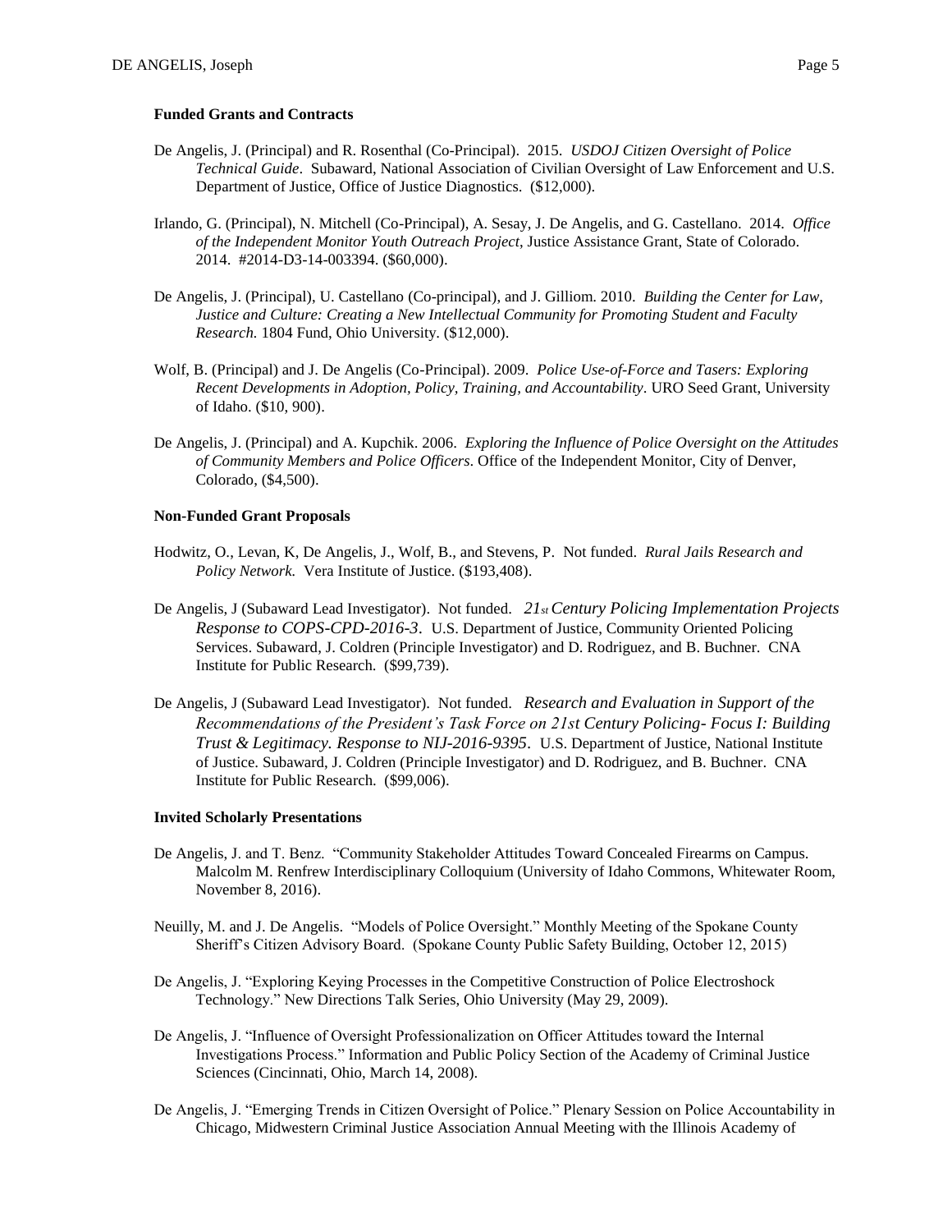**Funded Grants and Contracts**

De Angelis, J. (Principal) and R. Rosenthal (Co-Principal). 2015. *USDOJ Citizen Oversight of Police Technical Guide*. Subaward, National Association of Civilian Oversight of Law Enforcement and U.S. Department of Justice, Office of Justice Diagnostics. ($12,000).

Irlando, G. (Principal), N. Mitchell (Co-Principal), A. Sesay, J. De Angelis, and G. Castellano. 2014. *Office of the Independent Monitor Youth Outreach Project*, Justice Assistance Grant, State of Colorado. 2014. #2014-D3-14-003394. ($60,000).

De Angelis, J. (Principal), U. Castellano (Co-principal), and J. Gilliom. 2010. *Building the Center for Law, Justice and Culture: Creating a New Intellectual Community for Promoting Student and Faculty Research.* 1804 Fund, Ohio University. ($12,000).

Wolf, B. (Principal) and J. De Angelis (Co-Principal). 2009. *Police Use-of-Force and Tasers: Exploring Recent Developments in Adoption, Policy, Training, and Accountability*. URO Seed Grant, University of Idaho. ($10, 900).

De Angelis, J. (Principal) and A. Kupchik. 2006. *Exploring the Influence of Police Oversight on the Attitudes of Community Members and Police Officers*. Office of the Independent Monitor, City of Denver, Colorado, ($4,500).

**Non-Funded Grant Proposals**

Hodwitz, O., Levan, K, De Angelis, J., Wolf, B., and Stevens, P. Not funded. *Rural Jails Research and Policy Network.* Vera Institute of Justice. ($193,408).

De Angelis, J (Subaward Lead Investigator). Not funded. *21st Century Policing Implementation Projects Response to COPS-CPD-2016-3*. U.S. Department of Justice, Community Oriented Policing Services. Subaward, J. Coldren (Principle Investigator) and D. Rodriguez, and B. Buchner. CNA Institute for Public Research. ($99,739).

De Angelis, J (Subaward Lead Investigator). Not funded. *Research and Evaluation in Support of the Recommendations of the President's Task Force on 21st Century Policing- Focus I: Building Trust & Legitimacy. Response to NIJ-2016-9395*. U.S. Department of Justice, National Institute of Justice. Subaward, J. Coldren (Principle Investigator) and D. Rodriguez, and B. Buchner. CNA Institute for Public Research. ($99,006).

**Invited Scholarly Presentations**

De Angelis, J. and T. Benz. "Community Stakeholder Attitudes Toward Concealed Firearms on Campus. Malcolm M. Renfrew Interdisciplinary Colloquium (University of Idaho Commons, Whitewater Room, November 8, 2016).

Neuilly, M. and J. De Angelis. "Models of Police Oversight." Monthly Meeting of the Spokane County Sheriff's Citizen Advisory Board. (Spokane County Public Safety Building, October 12, 2015)

De Angelis, J. "Exploring Keying Processes in the Competitive Construction of Police Electroshock Technology." New Directions Talk Series, Ohio University (May 29, 2009).

De Angelis, J. "Influence of Oversight Professionalization on Officer Attitudes toward the Internal Investigations Process." Information and Public Policy Section of the Academy of Criminal Justice Sciences (Cincinnati, Ohio, March 14, 2008).

De Angelis, J. "Emerging Trends in Citizen Oversight of Police." Plenary Session on Police Accountability in Chicago, Midwestern Criminal Justice Association Annual Meeting with the Illinois Academy of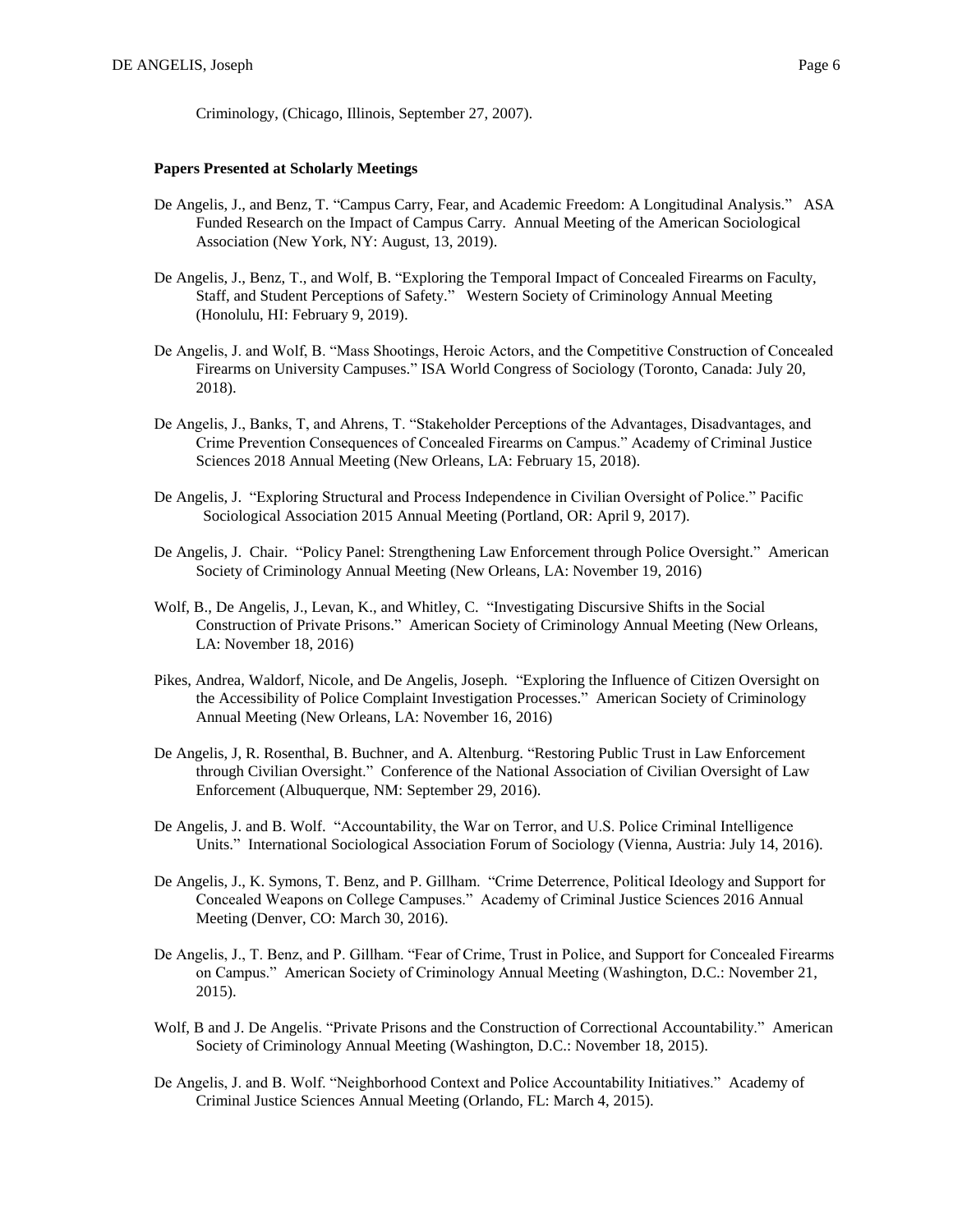Criminology, (Chicago, Illinois, September 27, 2007).

**Papers Presented at Scholarly Meetings**

De Angelis, J., and Benz, T. "Campus Carry, Fear, and Academic Freedom: A Longitudinal Analysis." ASA Funded Research on the Impact of Campus Carry. Annual Meeting of the American Sociological Association (New York, NY: August, 13, 2019).

De Angelis, J., Benz, T., and Wolf, B. "Exploring the Temporal Impact of Concealed Firearms on Faculty, Staff, and Student Perceptions of Safety." Western Society of Criminology Annual Meeting (Honolulu, HI: February 9, 2019).

De Angelis, J. and Wolf, B. "Mass Shootings, Heroic Actors, and the Competitive Construction of Concealed Firearms on University Campuses." ISA World Congress of Sociology (Toronto, Canada: July 20, 2018).

De Angelis, J., Banks, T, and Ahrens, T. "Stakeholder Perceptions of the Advantages, Disadvantages, and Crime Prevention Consequences of Concealed Firearms on Campus." Academy of Criminal Justice Sciences 2018 Annual Meeting (New Orleans, LA: February 15, 2018).

De Angelis, J. "Exploring Structural and Process Independence in Civilian Oversight of Police." Pacific Sociological Association 2015 Annual Meeting (Portland, OR: April 9, 2017).

De Angelis, J. Chair. "Policy Panel: Strengthening Law Enforcement through Police Oversight." American Society of Criminology Annual Meeting (New Orleans, LA: November 19, 2016)

Wolf, B., De Angelis, J., Levan, K., and Whitley, C. "Investigating Discursive Shifts in the Social Construction of Private Prisons." American Society of Criminology Annual Meeting (New Orleans, LA: November 18, 2016)

Pikes, Andrea, Waldorf, Nicole, and De Angelis, Joseph. "Exploring the Influence of Citizen Oversight on the Accessibility of Police Complaint Investigation Processes." American Society of Criminology Annual Meeting (New Orleans, LA: November 16, 2016)

De Angelis, J, R. Rosenthal, B. Buchner, and A. Altenburg. "Restoring Public Trust in Law Enforcement through Civilian Oversight." Conference of the National Association of Civilian Oversight of Law Enforcement (Albuquerque, NM: September 29, 2016).

De Angelis, J. and B. Wolf. "Accountability, the War on Terror, and U.S. Police Criminal Intelligence Units." International Sociological Association Forum of Sociology (Vienna, Austria: July 14, 2016).

De Angelis, J., K. Symons, T. Benz, and P. Gillham. "Crime Deterrence, Political Ideology and Support for Concealed Weapons on College Campuses." Academy of Criminal Justice Sciences 2016 Annual Meeting (Denver, CO: March 30, 2016).

De Angelis, J., T. Benz, and P. Gillham. "Fear of Crime, Trust in Police, and Support for Concealed Firearms on Campus." American Society of Criminology Annual Meeting (Washington, D.C.: November 21, 2015).

Wolf, B and J. De Angelis. "Private Prisons and the Construction of Correctional Accountability." American Society of Criminology Annual Meeting (Washington, D.C.: November 18, 2015).

De Angelis, J. and B. Wolf. "Neighborhood Context and Police Accountability Initiatives." Academy of Criminal Justice Sciences Annual Meeting (Orlando, FL: March 4, 2015).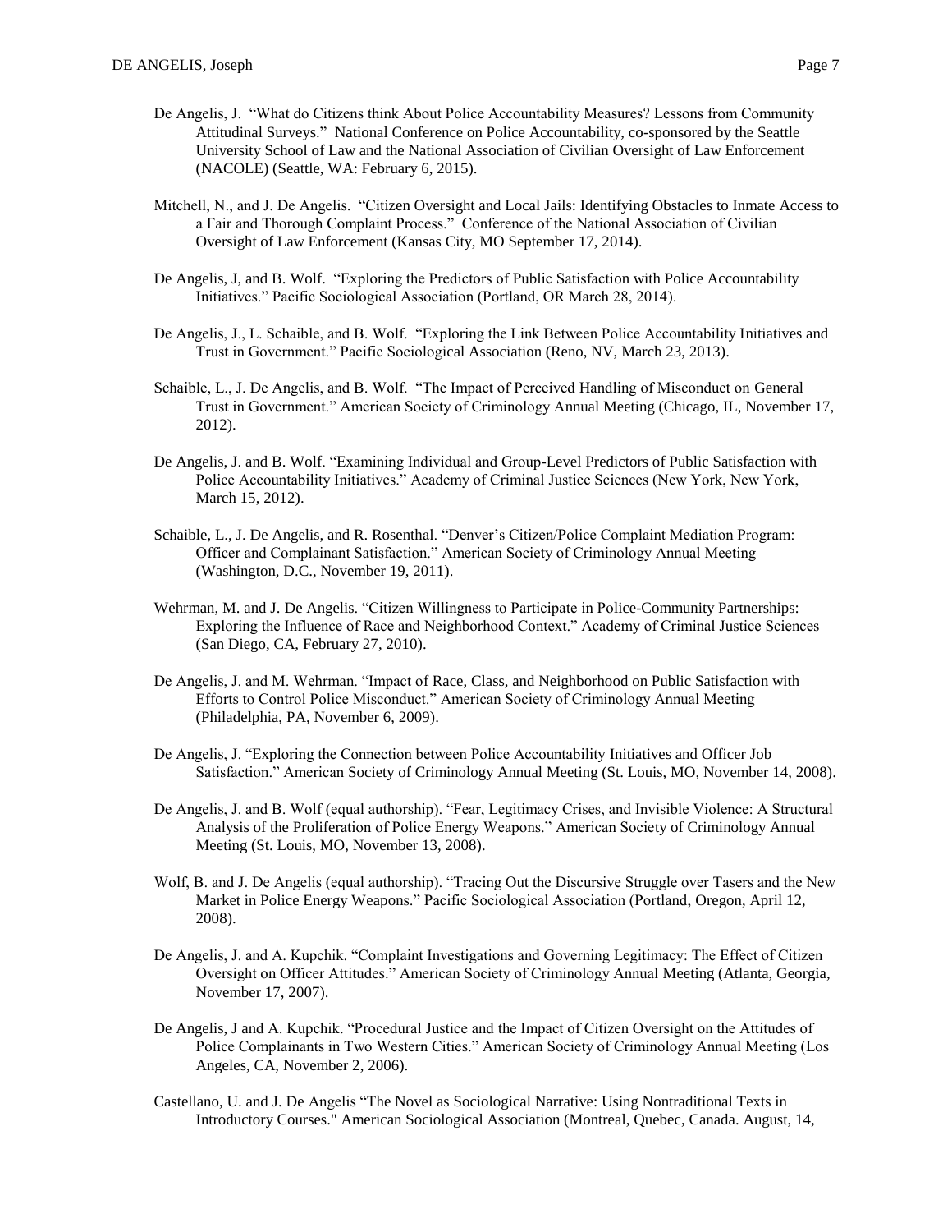De Angelis, J. "What do Citizens think About Police Accountability Measures? Lessons from Community Attitudinal Surveys." National Conference on Police Accountability, co-sponsored by the Seattle University School of Law and the National Association of Civilian Oversight of Law Enforcement (NACOLE) (Seattle, WA: February 6, 2015).

Mitchell, N., and J. De Angelis. "Citizen Oversight and Local Jails: Identifying Obstacles to Inmate Access to a Fair and Thorough Complaint Process." Conference of the National Association of Civilian Oversight of Law Enforcement (Kansas City, MO September 17, 2014).

De Angelis, J, and B. Wolf. "Exploring the Predictors of Public Satisfaction with Police Accountability Initiatives." Pacific Sociological Association (Portland, OR March 28, 2014).

De Angelis, J., L. Schaible, and B. Wolf. "Exploring the Link Between Police Accountability Initiatives and Trust in Government." Pacific Sociological Association (Reno, NV, March 23, 2013).

Schaible, L., J. De Angelis, and B. Wolf. "The Impact of Perceived Handling of Misconduct on General Trust in Government." American Society of Criminology Annual Meeting (Chicago, IL, November 17, 2012).

De Angelis, J. and B. Wolf. "Examining Individual and Group-Level Predictors of Public Satisfaction with Police Accountability Initiatives." Academy of Criminal Justice Sciences (New York, New York, March 15, 2012).

Schaible, L., J. De Angelis, and R. Rosenthal. "Denver's Citizen/Police Complaint Mediation Program: Officer and Complainant Satisfaction." American Society of Criminology Annual Meeting (Washington, D.C., November 19, 2011).

Wehrman, M. and J. De Angelis. "Citizen Willingness to Participate in Police-Community Partnerships: Exploring the Influence of Race and Neighborhood Context." Academy of Criminal Justice Sciences (San Diego, CA, February 27, 2010).

De Angelis, J. and M. Wehrman. "Impact of Race, Class, and Neighborhood on Public Satisfaction with Efforts to Control Police Misconduct." American Society of Criminology Annual Meeting (Philadelphia, PA, November 6, 2009).

De Angelis, J. "Exploring the Connection between Police Accountability Initiatives and Officer Job Satisfaction." American Society of Criminology Annual Meeting (St. Louis, MO, November 14, 2008).

De Angelis, J. and B. Wolf (equal authorship). "Fear, Legitimacy Crises, and Invisible Violence: A Structural Analysis of the Proliferation of Police Energy Weapons." American Society of Criminology Annual Meeting (St. Louis, MO, November 13, 2008).

Wolf, B. and J. De Angelis (equal authorship). "Tracing Out the Discursive Struggle over Tasers and the New Market in Police Energy Weapons." Pacific Sociological Association (Portland, Oregon, April 12, 2008).

De Angelis, J. and A. Kupchik. "Complaint Investigations and Governing Legitimacy: The Effect of Citizen Oversight on Officer Attitudes." American Society of Criminology Annual Meeting (Atlanta, Georgia, November 17, 2007).

De Angelis, J and A. Kupchik. "Procedural Justice and the Impact of Citizen Oversight on the Attitudes of Police Complainants in Two Western Cities." American Society of Criminology Annual Meeting (Los Angeles, CA, November 2, 2006).

Castellano, U. and J. De Angelis "The Novel as Sociological Narrative: Using Nontraditional Texts in Introductory Courses." American Sociological Association (Montreal, Quebec, Canada. August, 14,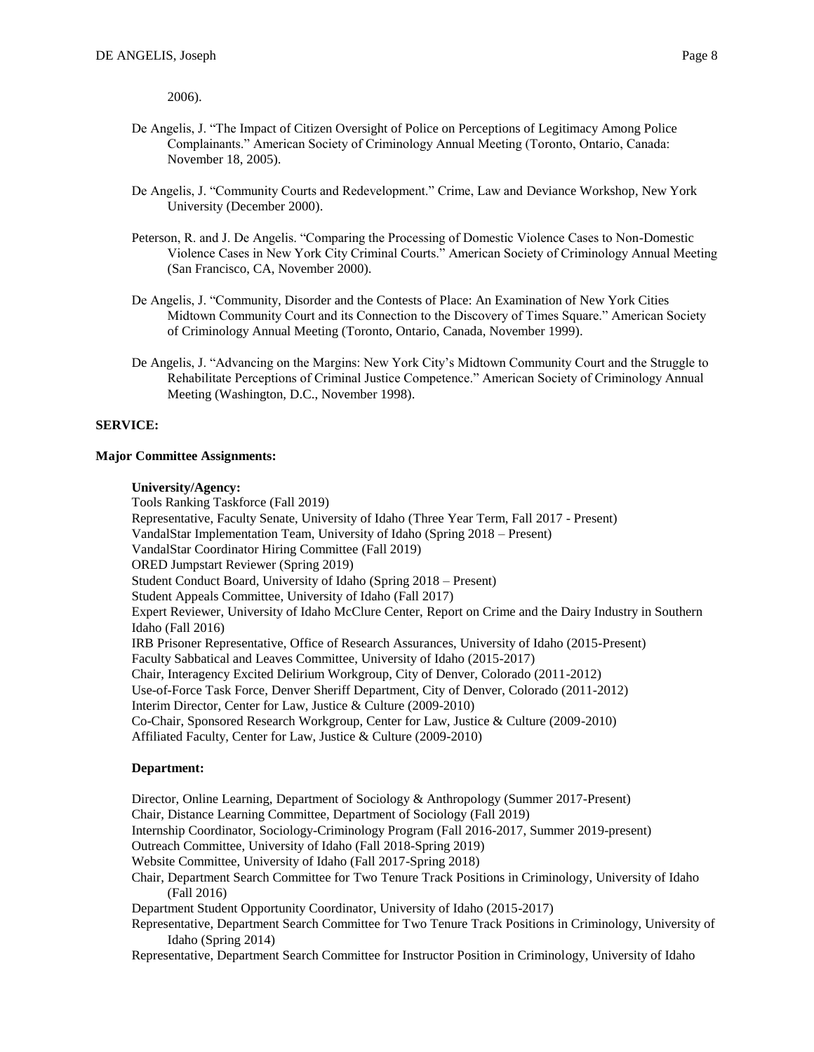2006).

De Angelis, J. "The Impact of Citizen Oversight of Police on Perceptions of Legitimacy Among Police Complainants." American Society of Criminology Annual Meeting (Toronto, Ontario, Canada: November 18, 2005).

De Angelis, J. "Community Courts and Redevelopment." Crime, Law and Deviance Workshop, New York University (December 2000).

Peterson, R. and J. De Angelis. "Comparing the Processing of Domestic Violence Cases to Non-Domestic Violence Cases in New York City Criminal Courts." American Society of Criminology Annual Meeting (San Francisco, CA, November 2000).

De Angelis, J. "Community, Disorder and the Contests of Place: An Examination of New York Cities Midtown Community Court and its Connection to the Discovery of Times Square." American Society of Criminology Annual Meeting (Toronto, Ontario, Canada, November 1999).

De Angelis, J. "Advancing on the Margins: New York City's Midtown Community Court and the Struggle to Rehabilitate Perceptions of Criminal Justice Competence." American Society of Criminology Annual Meeting (Washington, D.C., November 1998).

## SERVICE:

### Major Committee Assignments:

**University/Agency:**

Tools Ranking Taskforce (Fall 2019)
Representative, Faculty Senate, University of Idaho (Three Year Term, Fall 2017 - Present)
VandalStar Implementation Team, University of Idaho (Spring 2018 – Present)
VandalStar Coordinator Hiring Committee (Fall 2019)
ORED Jumpstart Reviewer (Spring 2019)
Student Conduct Board, University of Idaho (Spring 2018 – Present)
Student Appeals Committee, University of Idaho (Fall 2017)
Expert Reviewer, University of Idaho McClure Center, Report on Crime and the Dairy Industry in Southern Idaho (Fall 2016)
IRB Prisoner Representative, Office of Research Assurances, University of Idaho (2015-Present)
Faculty Sabbatical and Leaves Committee, University of Idaho (2015-2017)
Chair, Interagency Excited Delirium Workgroup, City of Denver, Colorado (2011-2012)
Use-of-Force Task Force, Denver Sheriff Department, City of Denver, Colorado (2011-2012)
Interim Director, Center for Law, Justice & Culture (2009-2010)
Co-Chair, Sponsored Research Workgroup, Center for Law, Justice & Culture (2009-2010)
Affiliated Faculty, Center for Law, Justice & Culture (2009-2010)

**Department:**

Director, Online Learning, Department of Sociology & Anthropology (Summer 2017-Present)
Chair, Distance Learning Committee, Department of Sociology (Fall 2019)
Internship Coordinator, Sociology-Criminology Program (Fall 2016-2017, Summer 2019-present)
Outreach Committee, University of Idaho (Fall 2018-Spring 2019)
Website Committee, University of Idaho (Fall 2017-Spring 2018)
Chair, Department Search Committee for Two Tenure Track Positions in Criminology, University of Idaho (Fall 2016)
Department Student Opportunity Coordinator, University of Idaho (2015-2017)
Representative, Department Search Committee for Two Tenure Track Positions in Criminology, University of Idaho (Spring 2014)
Representative, Department Search Committee for Instructor Position in Criminology, University of Idaho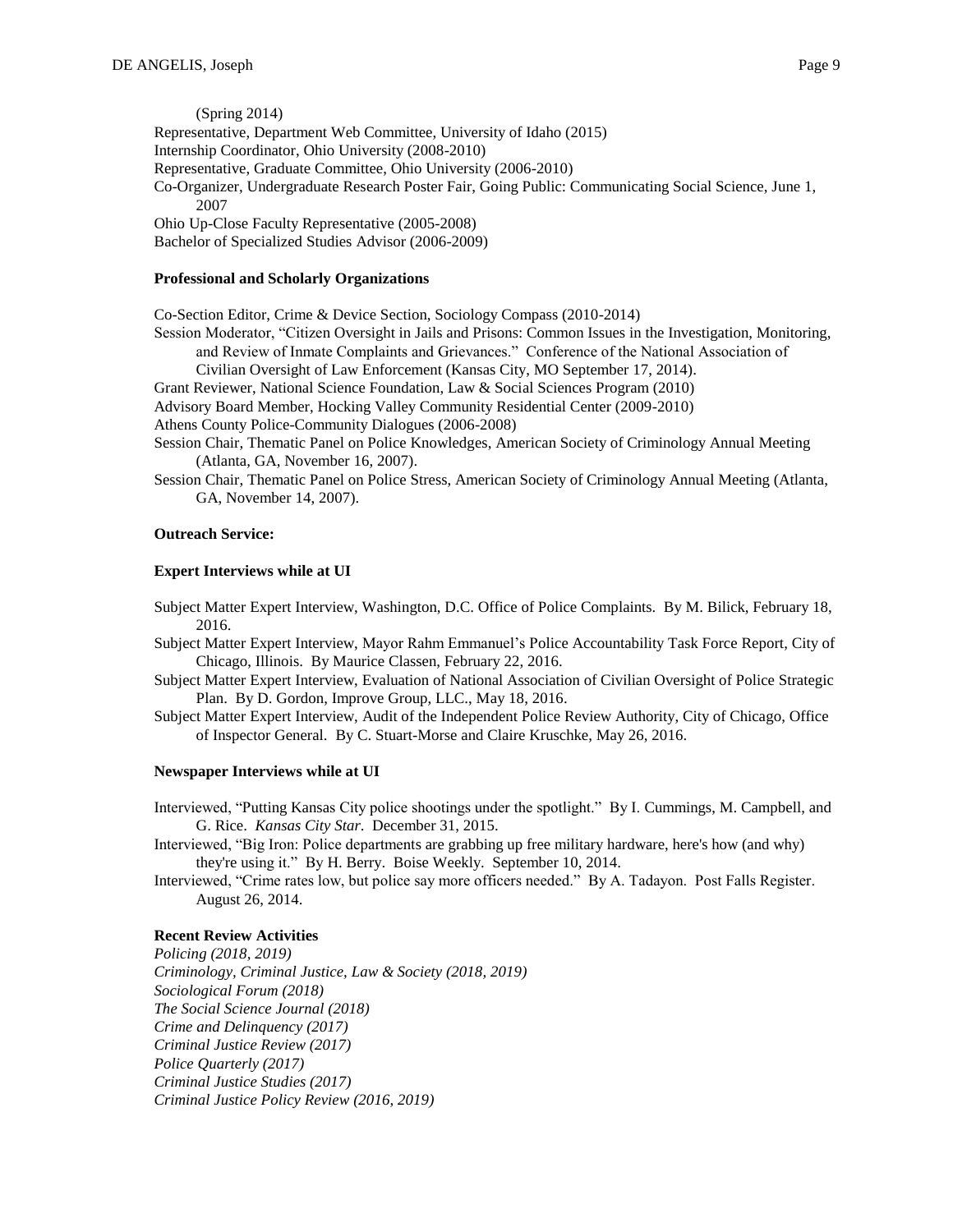(Spring 2014)

Representative, Department Web Committee, University of Idaho (2015)

Internship Coordinator, Ohio University (2008-2010)

Representative, Graduate Committee, Ohio University (2006-2010)

Co-Organizer, Undergraduate Research Poster Fair, Going Public: Communicating Social Science, June 1, 2007

Ohio Up-Close Faculty Representative (2005-2008)

Bachelor of Specialized Studies Advisor (2006-2009)

**Professional and Scholarly Organizations**

Co-Section Editor, Crime & Device Section, Sociology Compass (2010-2014)

Session Moderator, "Citizen Oversight in Jails and Prisons: Common Issues in the Investigation, Monitoring, and Review of Inmate Complaints and Grievances." Conference of the National Association of Civilian Oversight of Law Enforcement (Kansas City, MO September 17, 2014).

Grant Reviewer, National Science Foundation, Law & Social Sciences Program (2010)

Advisory Board Member, Hocking Valley Community Residential Center (2009-2010)

Athens County Police-Community Dialogues (2006-2008)

Session Chair, Thematic Panel on Police Knowledges, American Society of Criminology Annual Meeting (Atlanta, GA, November 16, 2007).

Session Chair, Thematic Panel on Police Stress, American Society of Criminology Annual Meeting (Atlanta, GA, November 14, 2007).

**Outreach Service:**

**Expert Interviews while at UI**

Subject Matter Expert Interview, Washington, D.C. Office of Police Complaints. By M. Bilick, February 18, 2016.

Subject Matter Expert Interview, Mayor Rahm Emmanuel's Police Accountability Task Force Report, City of Chicago, Illinois. By Maurice Classen, February 22, 2016.

Subject Matter Expert Interview, Evaluation of National Association of Civilian Oversight of Police Strategic Plan. By D. Gordon, Improve Group, LLC., May 18, 2016.

Subject Matter Expert Interview, Audit of the Independent Police Review Authority, City of Chicago, Office of Inspector General. By C. Stuart-Morse and Claire Kruschke, May 26, 2016.

**Newspaper Interviews while at UI**

Interviewed, "Putting Kansas City police shootings under the spotlight." By I. Cummings, M. Campbell, and G. Rice. *Kansas City Star*. December 31, 2015.

Interviewed, "Big Iron: Police departments are grabbing up free military hardware, here's how (and why) they're using it." By H. Berry. Boise Weekly. September 10, 2014.

Interviewed, "Crime rates low, but police say more officers needed." By A. Tadayon. Post Falls Register. August 26, 2014.

**Recent Review Activities**

*Policing (2018, 2019)*

*Criminology, Criminal Justice, Law & Society (2018, 2019)*

*Sociological Forum (2018)*

*The Social Science Journal (2018)*

*Crime and Delinquency (2017)*

*Criminal Justice Review (2017)*

*Police Quarterly (2017)*

*Criminal Justice Studies (2017)*

*Criminal Justice Policy Review (2016, 2019)*